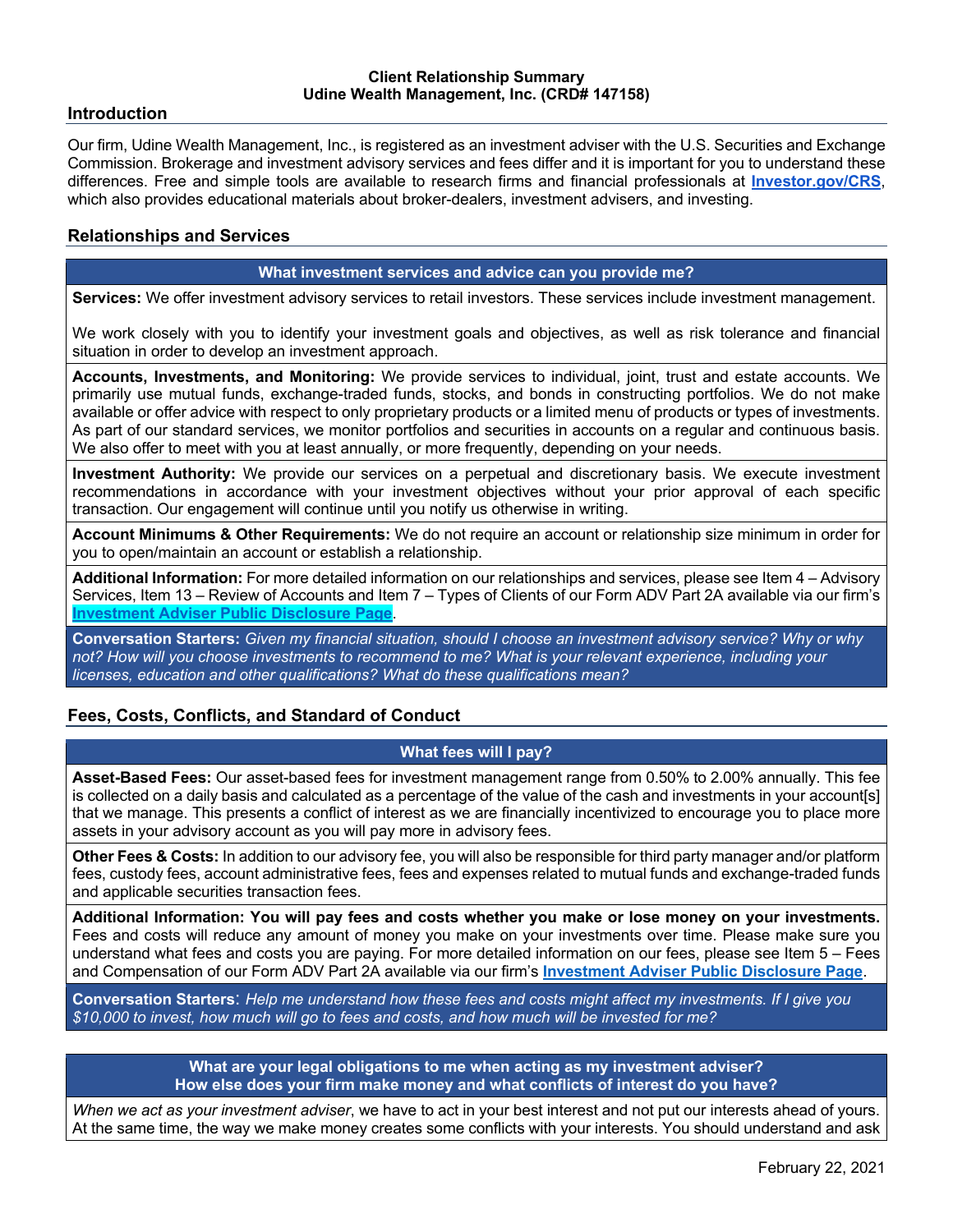**Client Relationship Summary**
**Udine Wealth Management, Inc. (CRD# 147158)**

## Introduction

Our firm, Udine Wealth Management, Inc., is registered as an investment adviser with the U.S. Securities and Exchange Commission. Brokerage and investment advisory services and fees differ and it is important for you to understand these differences. Free and simple tools are available to research firms and financial professionals at **Investor.gov/CRS**, which also provides educational materials about broker-dealers, investment advisers, and investing.

## Relationships and Services

**What investment services and advice can you provide me?**

**Services:** We offer investment advisory services to retail investors. These services include investment management.

We work closely with you to identify your investment goals and objectives, as well as risk tolerance and financial situation in order to develop an investment approach.

**Accounts, Investments, and Monitoring:** We provide services to individual, joint, trust and estate accounts. We primarily use mutual funds, exchange-traded funds, stocks, and bonds in constructing portfolios. We do not make available or offer advice with respect to only proprietary products or a limited menu of products or types of investments. As part of our standard services, we monitor portfolios and securities in accounts on a regular and continuous basis. We also offer to meet with you at least annually, or more frequently, depending on your needs.

**Investment Authority:** We provide our services on a perpetual and discretionary basis. We execute investment recommendations in accordance with your investment objectives without your prior approval of each specific transaction. Our engagement will continue until you notify us otherwise in writing.

**Account Minimums & Other Requirements:** We do not require an account or relationship size minimum in order for you to open/maintain an account or establish a relationship.

**Additional Information:** For more detailed information on our relationships and services, please see Item 4 – Advisory Services, Item 13 – Review of Accounts and Item 7 – Types of Clients of our Form ADV Part 2A available via our firm's **Investment Adviser Public Disclosure Page**.

**Conversation Starters:** *Given my financial situation, should I choose an investment advisory service? Why or why not? How will you choose investments to recommend to me? What is your relevant experience, including your licenses, education and other qualifications? What do these qualifications mean?*

## Fees, Costs, Conflicts, and Standard of Conduct

**What fees will I pay?**

**Asset-Based Fees:** Our asset-based fees for investment management range from 0.50% to 2.00% annually. This fee is collected on a daily basis and calculated as a percentage of the value of the cash and investments in your account[s] that we manage. This presents a conflict of interest as we are financially incentivized to encourage you to place more assets in your advisory account as you will pay more in advisory fees.

**Other Fees & Costs:** In addition to our advisory fee, you will also be responsible for third party manager and/or platform fees, custody fees, account administrative fees, fees and expenses related to mutual funds and exchange-traded funds and applicable securities transaction fees.

**Additional Information: You will pay fees and costs whether you make or lose money on your investments.** Fees and costs will reduce any amount of money you make on your investments over time. Please make sure you understand what fees and costs you are paying. For more detailed information on our fees, please see Item 5 – Fees and Compensation of our Form ADV Part 2A available via our firm's **Investment Adviser Public Disclosure Page**.

**Conversation Starters**: *Help me understand how these fees and costs might affect my investments. If I give you $10,000 to invest, how much will go to fees and costs, and how much will be invested for me?*

**What are your legal obligations to me when acting as my investment adviser?**
**How else does your firm make money and what conflicts of interest do you have?**

*When we act as your investment adviser*, we have to act in your best interest and not put our interests ahead of yours. At the same time, the way we make money creates some conflicts with your interests. You should understand and ask

February 22, 2021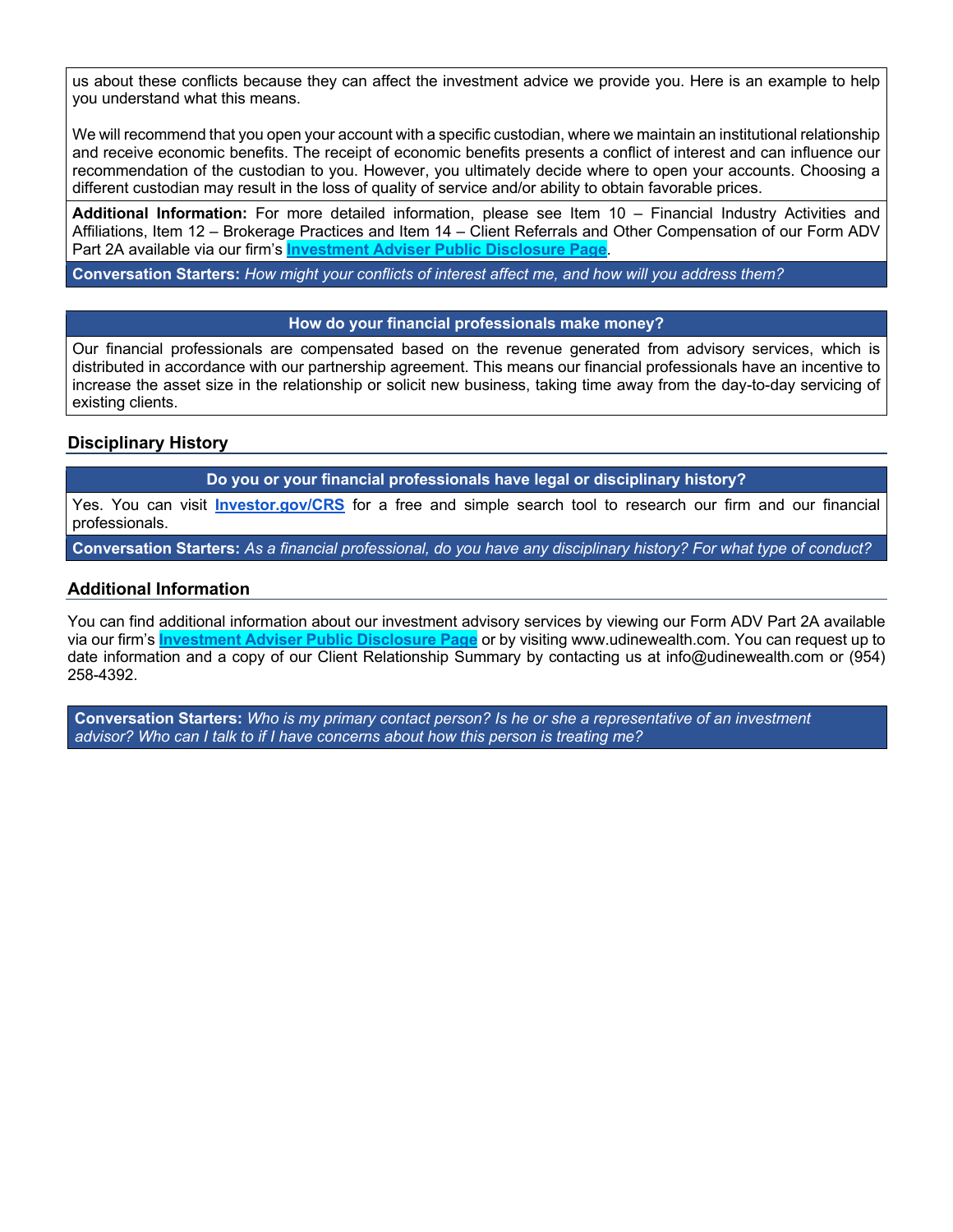us about these conflicts because they can affect the investment advice we provide you. Here is an example to help you understand what this means.

We will recommend that you open your account with a specific custodian, where we maintain an institutional relationship and receive economic benefits. The receipt of economic benefits presents a conflict of interest and can influence our recommendation of the custodian to you. However, you ultimately decide where to open your accounts. Choosing a different custodian may result in the loss of quality of service and/or ability to obtain favorable prices.

**Additional Information:** For more detailed information, please see Item 10 – Financial Industry Activities and Affiliations, Item 12 – Brokerage Practices and Item 14 – Client Referrals and Other Compensation of our Form ADV Part 2A available via our firm's **Investment Adviser Public Disclosure Page**.

**Conversation Starters:** *How might your conflicts of interest affect me, and how will you address them?*

**How do your financial professionals make money?**

Our financial professionals are compensated based on the revenue generated from advisory services, which is distributed in accordance with our partnership agreement. This means our financial professionals have an incentive to increase the asset size in the relationship or solicit new business, taking time away from the day-to-day servicing of existing clients.

## Disciplinary History

**Do you or your financial professionals have legal or disciplinary history?**

Yes. You can visit **Investor.gov/CRS** for a free and simple search tool to research our firm and our financial professionals.

**Conversation Starters:** *As a financial professional, do you have any disciplinary history? For what type of conduct?*

## Additional Information

You can find additional information about our investment advisory services by viewing our Form ADV Part 2A available via our firm's **Investment Adviser Public Disclosure Page** or by visiting www.udinewealth.com. You can request up to date information and a copy of our Client Relationship Summary by contacting us at info@udinewealth.com or (954) 258-4392.

**Conversation Starters:** *Who is my primary contact person? Is he or she a representative of an investment advisor? Who can I talk to if I have concerns about how this person is treating me?*